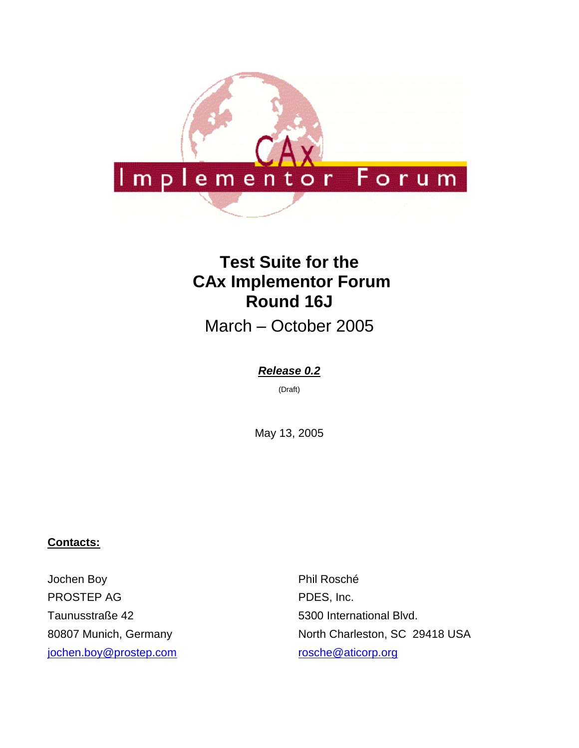# Test Suite for the CAx Implementor Forum Round 16J

March – October 2005

***Release 0.2***

(Draft)

May 13, 2005

**Contacts:**

Jochen Boy
PROSTEP AG
Taunusstraße 42
80807 Munich, Germany
jochen.boy@prostep.com

Phil Rosché
PDES, Inc.
5300 International Blvd.
North Charleston, SC 29418 USA
rosche@aticorp.org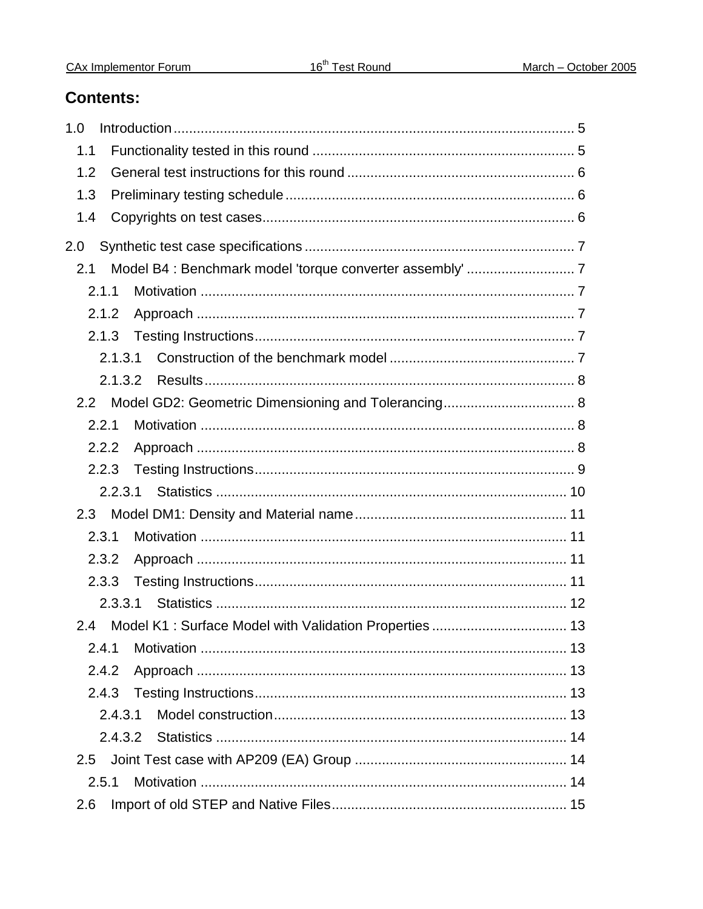## Contents:

- 1.0 Introduction ........ 5
  - 1.1 Functionality tested in this round ........ 5
  - 1.2 General test instructions for this round ........ 6
  - 1.3 Preliminary testing schedule ........ 6
  - 1.4 Copyrights on test cases ........ 6
- 2.0 Synthetic test case specifications ........ 7
  - 2.1 Model B4 : Benchmark model 'torque converter assembly' ........ 7
    - 2.1.1 Motivation ........ 7
    - 2.1.2 Approach ........ 7
    - 2.1.3 Testing Instructions ........ 7
      - 2.1.3.1 Construction of the benchmark model ........ 7
      - 2.1.3.2 Results ........ 8
  - 2.2 Model GD2: Geometric Dimensioning and Tolerancing ........ 8
    - 2.2.1 Motivation ........ 8
    - 2.2.2 Approach ........ 8
    - 2.2.3 Testing Instructions ........ 9
      - 2.2.3.1 Statistics ........ 10
  - 2.3 Model DM1: Density and Material name ........ 11
    - 2.3.1 Motivation ........ 11
    - 2.3.2 Approach ........ 11
    - 2.3.3 Testing Instructions ........ 11
      - 2.3.3.1 Statistics ........ 12
  - 2.4 Model K1 : Surface Model with Validation Properties ........ 13
    - 2.4.1 Motivation ........ 13
    - 2.4.2 Approach ........ 13
    - 2.4.3 Testing Instructions ........ 13
      - 2.4.3.1 Model construction ........ 13
      - 2.4.3.2 Statistics ........ 14
  - 2.5 Joint Test case with AP209 (EA) Group ........ 14
    - 2.5.1 Motivation ........ 14
  - 2.6 Import of old STEP and Native Files ........ 15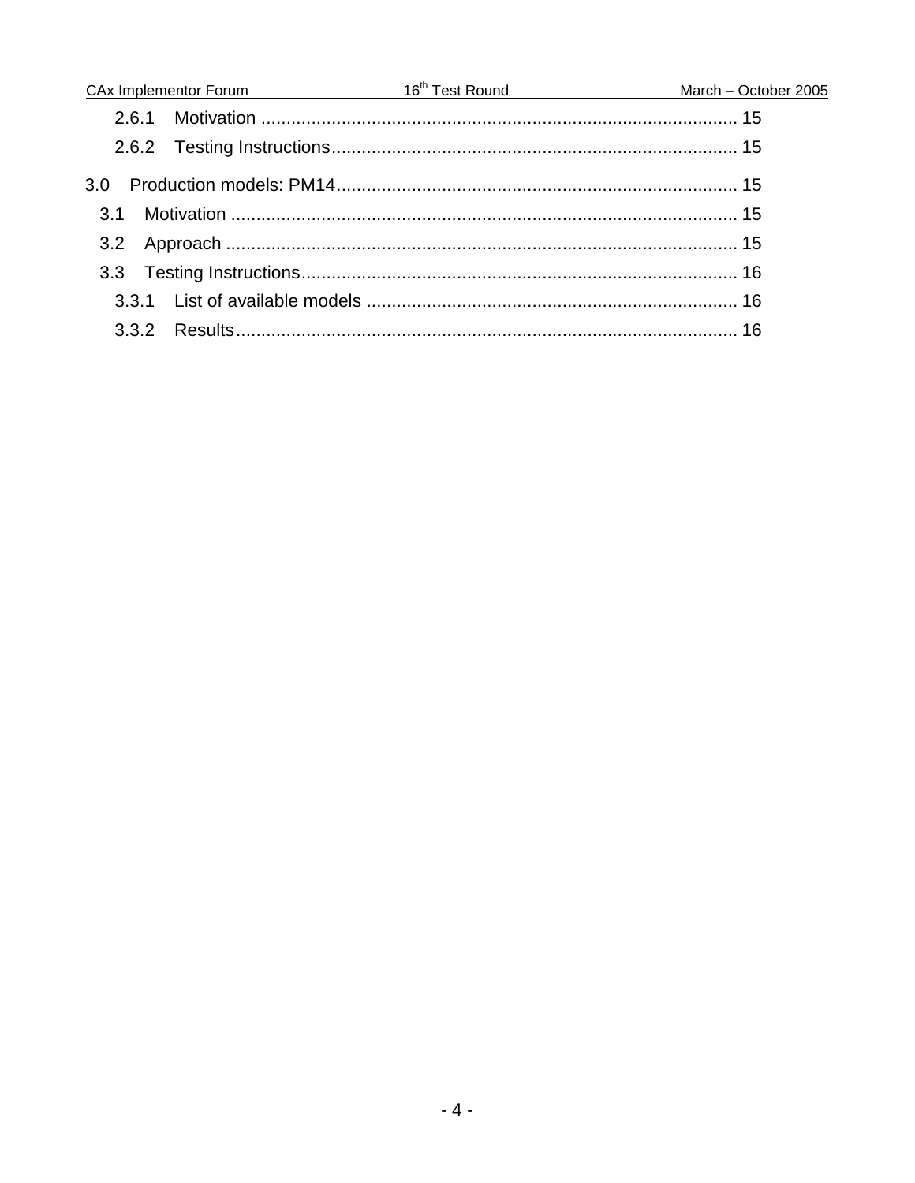2.6.1 Motivation ............................................................................................... 15

2.6.2 Testing Instructions................................................................................. 15

3.0 Production models: PM14................................................................................ 15

3.1 Motivation ..................................................................................................... 15

3.2 Approach ...................................................................................................... 15

3.3 Testing Instructions....................................................................................... 16

3.3.1 List of available models .......................................................................... 16

3.3.2 Results.................................................................................................... 16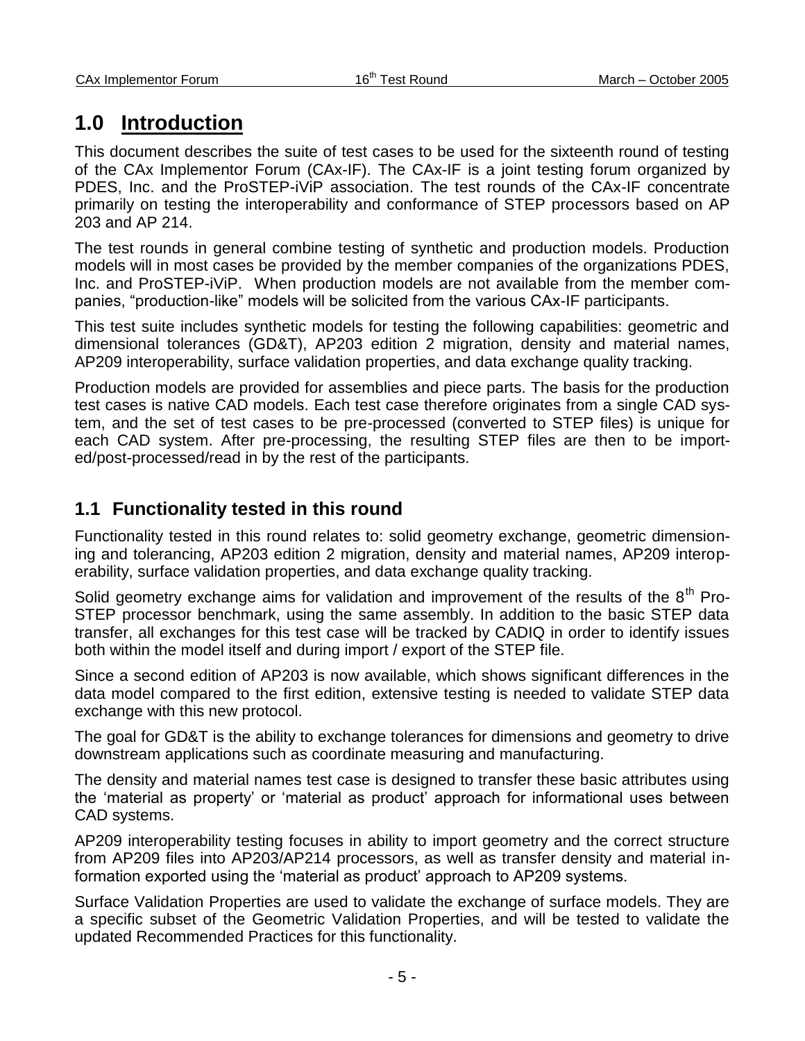# 1.0 Introduction

This document describes the suite of test cases to be used for the sixteenth round of testing of the CAx Implementor Forum (CAx-IF). The CAx-IF is a joint testing forum organized by PDES, Inc. and the ProSTEP-iViP association. The test rounds of the CAx-IF concentrate primarily on testing the interoperability and conformance of STEP processors based on AP 203 and AP 214.

The test rounds in general combine testing of synthetic and production models. Production models will in most cases be provided by the member companies of the organizations PDES, Inc. and ProSTEP-iViP. When production models are not available from the member companies, "production-like" models will be solicited from the various CAx-IF participants.

This test suite includes synthetic models for testing the following capabilities: geometric and dimensional tolerances (GD&T), AP203 edition 2 migration, density and material names, AP209 interoperability, surface validation properties, and data exchange quality tracking.

Production models are provided for assemblies and piece parts. The basis for the production test cases is native CAD models. Each test case therefore originates from a single CAD system, and the set of test cases to be pre-processed (converted to STEP files) is unique for each CAD system. After pre-processing, the resulting STEP files are then to be imported/post-processed/read in by the rest of the participants.

## 1.1 Functionality tested in this round

Functionality tested in this round relates to: solid geometry exchange, geometric dimensioning and tolerancing, AP203 edition 2 migration, density and material names, AP209 interoperability, surface validation properties, and data exchange quality tracking.

Solid geometry exchange aims for validation and improvement of the results of the 8th ProSTEP processor benchmark, using the same assembly. In addition to the basic STEP data transfer, all exchanges for this test case will be tracked by CADIQ in order to identify issues both within the model itself and during import / export of the STEP file.

Since a second edition of AP203 is now available, which shows significant differences in the data model compared to the first edition, extensive testing is needed to validate STEP data exchange with this new protocol.

The goal for GD&T is the ability to exchange tolerances for dimensions and geometry to drive downstream applications such as coordinate measuring and manufacturing.

The density and material names test case is designed to transfer these basic attributes using the 'material as property' or 'material as product' approach for informational uses between CAD systems.

AP209 interoperability testing focuses in ability to import geometry and the correct structure from AP209 files into AP203/AP214 processors, as well as transfer density and material information exported using the 'material as product' approach to AP209 systems.

Surface Validation Properties are used to validate the exchange of surface models. They are a specific subset of the Geometric Validation Properties, and will be tested to validate the updated Recommended Practices for this functionality.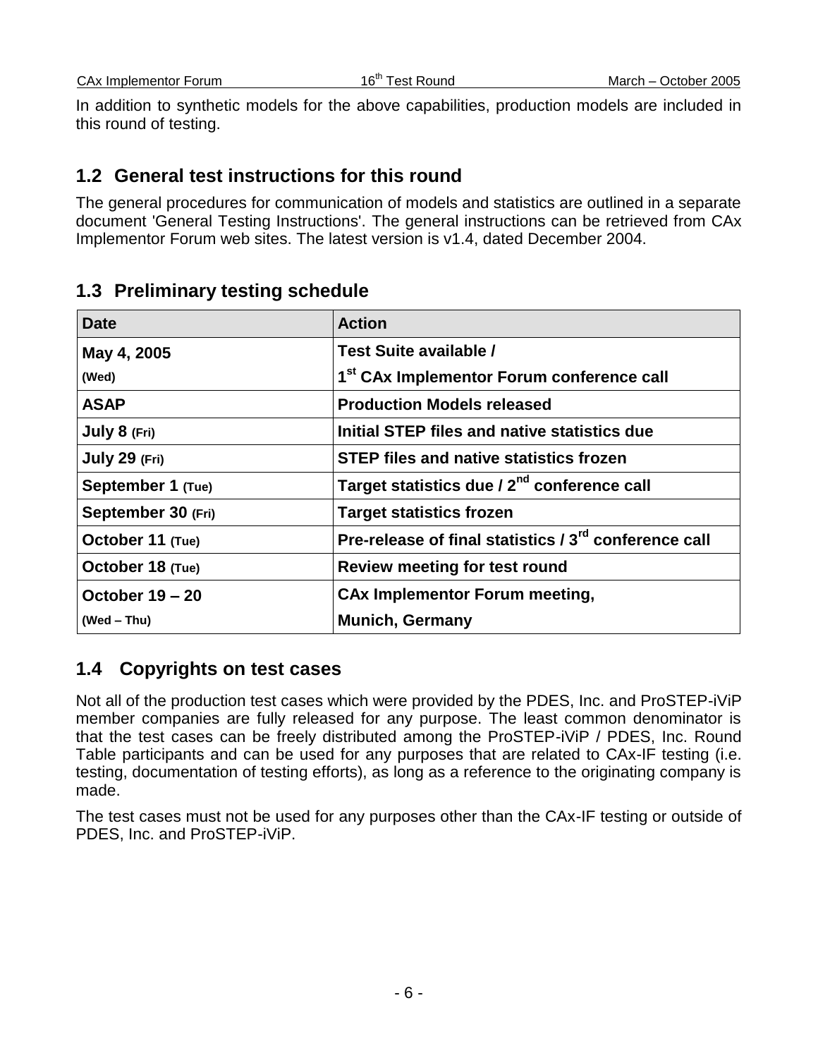In addition to synthetic models for the above capabilities, production models are included in this round of testing.

## 1.2 General test instructions for this round

The general procedures for communication of models and statistics are outlined in a separate document 'General Testing Instructions'. The general instructions can be retrieved from CAx Implementor Forum web sites. The latest version is v1.4, dated December 2004.

## 1.3 Preliminary testing schedule

| Date | Action |
|---|---|
| **May 4, 2005** **(Wed)** | **Test Suite available /** **1st CAx Implementor Forum conference call** |
| **ASAP** | **Production Models released** |
| **July 8 (Fri)** | **Initial STEP files and native statistics due** |
| **July 29 (Fri)** | **STEP files and native statistics frozen** |
| **September 1 (Tue)** | **Target statistics due / 2nd conference call** |
| **September 30 (Fri)** | **Target statistics frozen** |
| **October 11 (Tue)** | **Pre-release of final statistics / 3rd conference call** |
| **October 18 (Tue)** | **Review meeting for test round** |
| **October 19 – 20** **(Wed – Thu)** | **CAx Implementor Forum meeting,** **Munich, Germany** |

## 1.4 Copyrights on test cases

Not all of the production test cases which were provided by the PDES, Inc. and ProSTEP-iViP member companies are fully released for any purpose. The least common denominator is that the test cases can be freely distributed among the ProSTEP-iViP / PDES, Inc. Round Table participants and can be used for any purposes that are related to CAx-IF testing (i.e. testing, documentation of testing efforts), as long as a reference to the originating company is made.

The test cases must not be used for any purposes other than the CAx-IF testing or outside of PDES, Inc. and ProSTEP-iViP.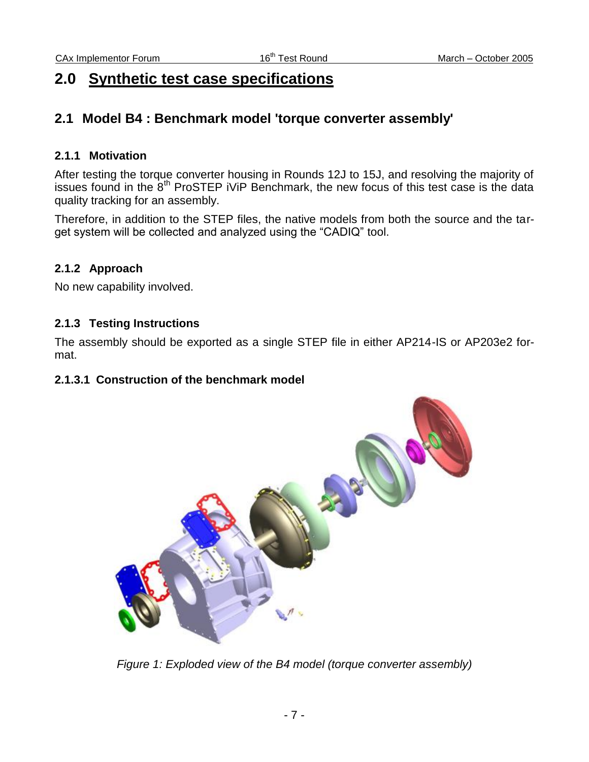# 2.0 Synthetic test case specifications

## 2.1 Model B4 : Benchmark model 'torque converter assembly'

### 2.1.1 Motivation

After testing the torque converter housing in Rounds 12J to 15J, and resolving the majority of issues found in the 8th ProSTEP iViP Benchmark, the new focus of this test case is the data quality tracking for an assembly.

Therefore, in addition to the STEP files, the native models from both the source and the target system will be collected and analyzed using the "CADIQ" tool.

### 2.1.2 Approach

No new capability involved.

### 2.1.3 Testing Instructions

The assembly should be exported as a single STEP file in either AP214-IS or AP203e2 format.

#### 2.1.3.1 Construction of the benchmark model

*Figure 1: Exploded view of the B4 model (torque converter assembly)*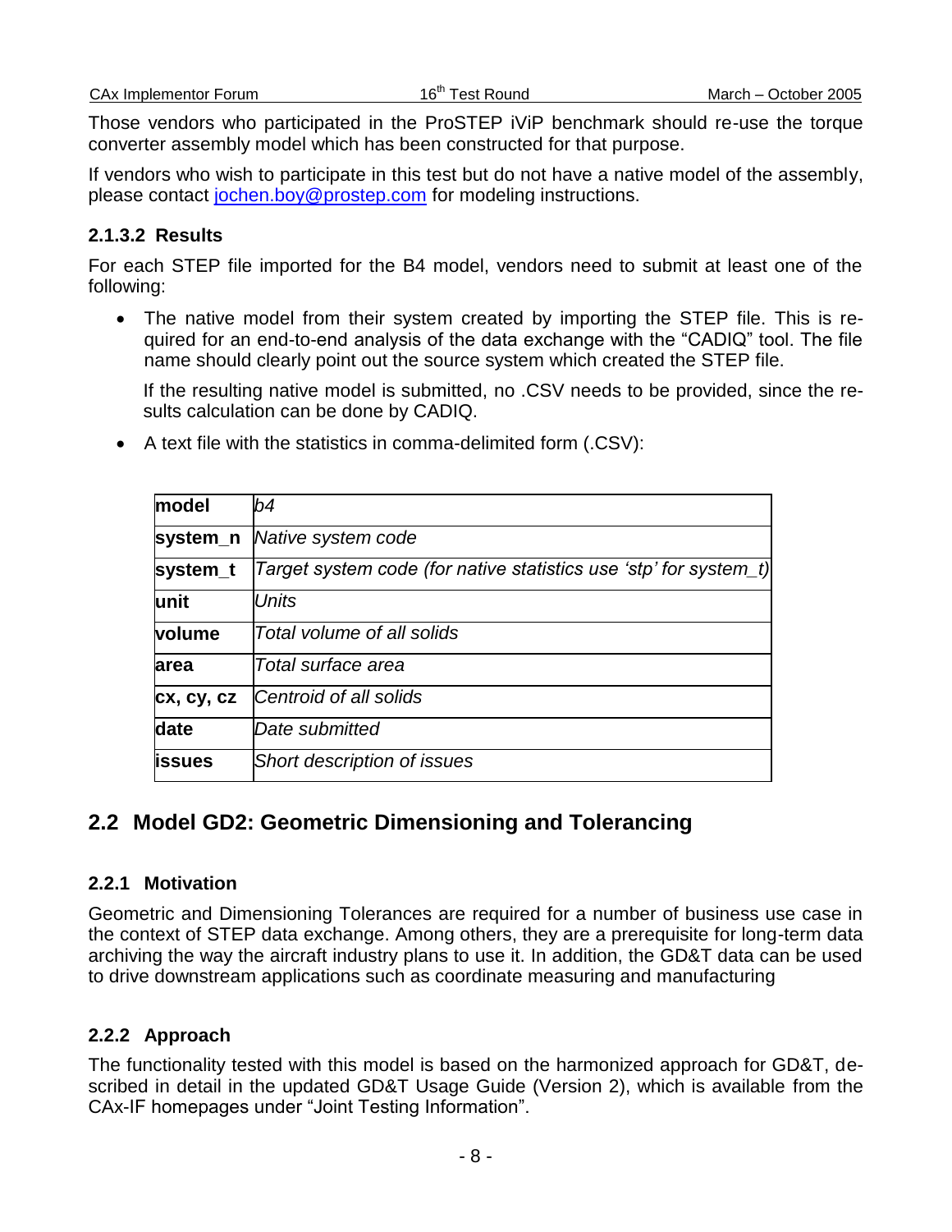Those vendors who participated in the ProSTEP iViP benchmark should re-use the torque converter assembly model which has been constructed for that purpose.

If vendors who wish to participate in this test but do not have a native model of the assembly, please contact [jochen.boy@prostep.com](mailto:jochen.boy@prostep.com) for modeling instructions.

#### 2.1.3.2 Results

For each STEP file imported for the B4 model, vendors need to submit at least one of the following:

- The native model from their system created by importing the STEP file. This is required for an end-to-end analysis of the data exchange with the "CADIQ" tool. The file name should clearly point out the source system which created the STEP file.

  If the resulting native model is submitted, no .CSV needs to be provided, since the results calculation can be done by CADIQ.

- A text file with the statistics in comma-delimited form (.CSV):

| | |
|---|---|
| **model** | *b4* |
| **system_n** | *Native system code* |
| **system_t** | *Target system code (for native statistics use 'stp' for system_t)* |
| **unit** | *Units* |
| **volume** | *Total volume of all solids* |
| **area** | *Total surface area* |
| **cx, cy, cz** | *Centroid of all solids* |
| **date** | *Date submitted* |
| **issues** | *Short description of issues* |

## 2.2 Model GD2: Geometric Dimensioning and Tolerancing

### 2.2.1 Motivation

Geometric and Dimensioning Tolerances are required for a number of business use case in the context of STEP data exchange. Among others, they are a prerequisite for long-term data archiving the way the aircraft industry plans to use it. In addition, the GD&T data can be used to drive downstream applications such as coordinate measuring and manufacturing

### 2.2.2 Approach

The functionality tested with this model is based on the harmonized approach for GD&T, described in detail in the updated GD&T Usage Guide (Version 2), which is available from the CAx-IF homepages under "Joint Testing Information".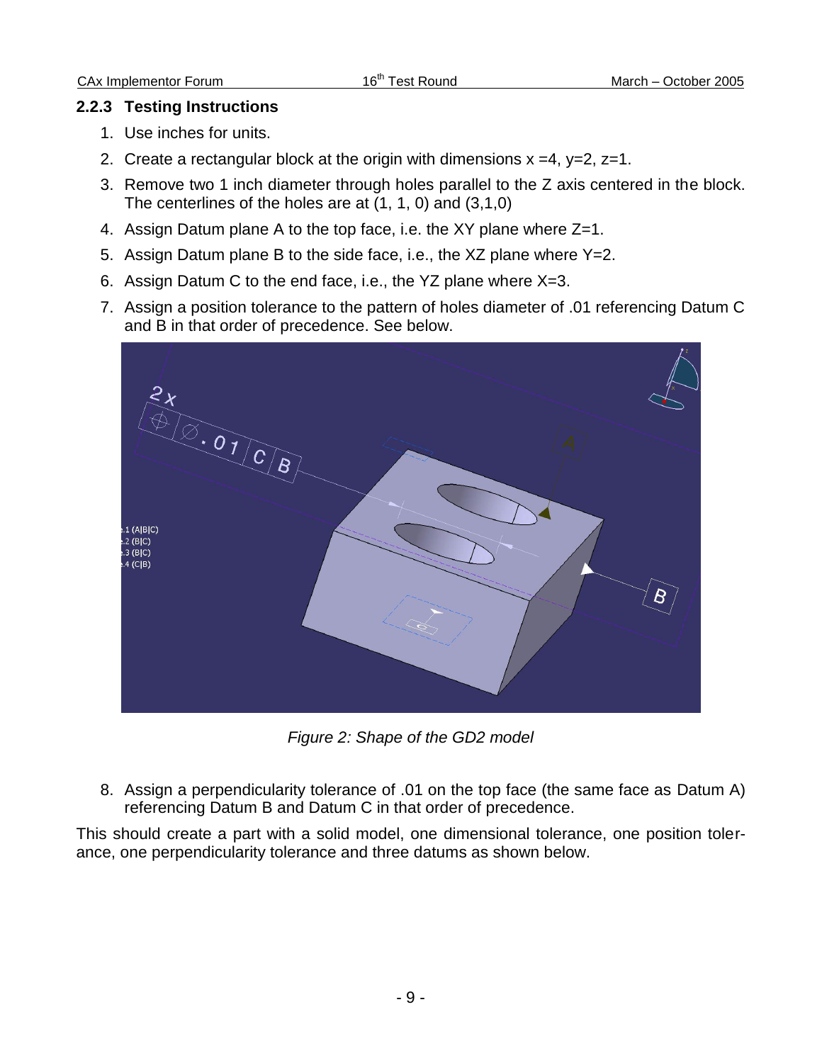### 2.2.3 Testing Instructions

1. Use inches for units.
2. Create a rectangular block at the origin with dimensions x =4, y=2, z=1.
3. Remove two 1 inch diameter through holes parallel to the Z axis centered in the block. The centerlines of the holes are at (1, 1, 0) and (3,1,0)
4. Assign Datum plane A to the top face, i.e. the XY plane where Z=1.
5. Assign Datum plane B to the side face, i.e., the XZ plane where Y=2.
6. Assign Datum C to the end face, i.e., the YZ plane where X=3.
7. Assign a position tolerance to the pattern of holes diameter of .01 referencing Datum C and B in that order of precedence. See below.

*Figure 2: Shape of the GD2 model*

8. Assign a perpendicularity tolerance of .01 on the top face (the same face as Datum A) referencing Datum B and Datum C in that order of precedence.

This should create a part with a solid model, one dimensional tolerance, one position tolerance, one perpendicularity tolerance and three datums as shown below.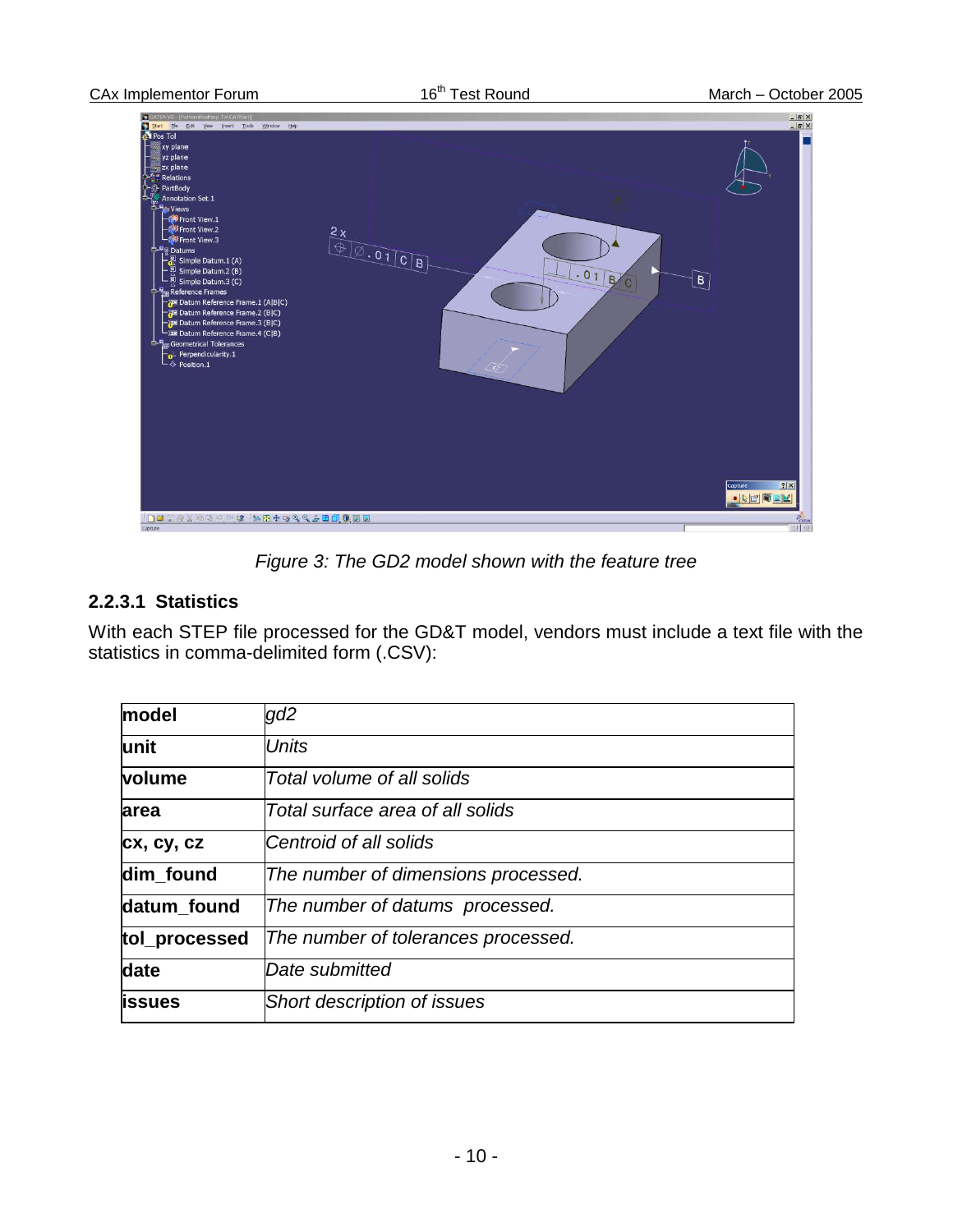*Figure 3: The GD2 model shown with the feature tree*

#### 2.2.3.1 Statistics

With each STEP file processed for the GD&T model, vendors must include a text file with the statistics in comma-delimited form (.CSV):

| | |
|---|---|
| **model** | *gd2* |
| **unit** | *Units* |
| **volume** | *Total volume of all solids* |
| **area** | *Total surface area of all solids* |
| **cx, cy, cz** | *Centroid of all solids* |
| **dim_found** | *The number of dimensions processed.* |
| **datum_found** | *The number of datums processed.* |
| **tol_processed** | *The number of tolerances processed.* |
| **date** | *Date submitted* |
| **issues** | *Short description of issues* |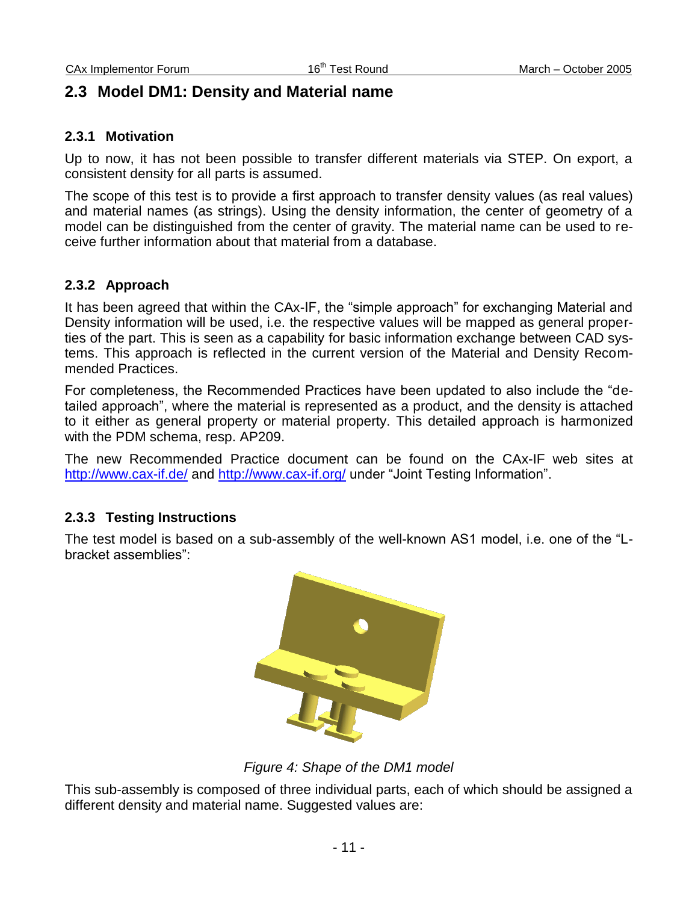## 2.3 Model DM1: Density and Material name

### 2.3.1 Motivation

Up to now, it has not been possible to transfer different materials via STEP. On export, a consistent density for all parts is assumed.

The scope of this test is to provide a first approach to transfer density values (as real values) and material names (as strings). Using the density information, the center of geometry of a model can be distinguished from the center of gravity. The material name can be used to receive further information about that material from a database.

### 2.3.2 Approach

It has been agreed that within the CAx-IF, the "simple approach" for exchanging Material and Density information will be used, i.e. the respective values will be mapped as general properties of the part. This is seen as a capability for basic information exchange between CAD systems. This approach is reflected in the current version of the Material and Density Recommended Practices.

For completeness, the Recommended Practices have been updated to also include the "detailed approach", where the material is represented as a product, and the density is attached to it either as general property or material property. This detailed approach is harmonized with the PDM schema, resp. AP209.

The new Recommended Practice document can be found on the CAx-IF web sites at http://www.cax-if.de/ and http://www.cax-if.org/ under "Joint Testing Information".

### 2.3.3 Testing Instructions

The test model is based on a sub-assembly of the well-known AS1 model, i.e. one of the "L-bracket assemblies":

*Figure 4: Shape of the DM1 model*

This sub-assembly is composed of three individual parts, each of which should be assigned a different density and material name. Suggested values are: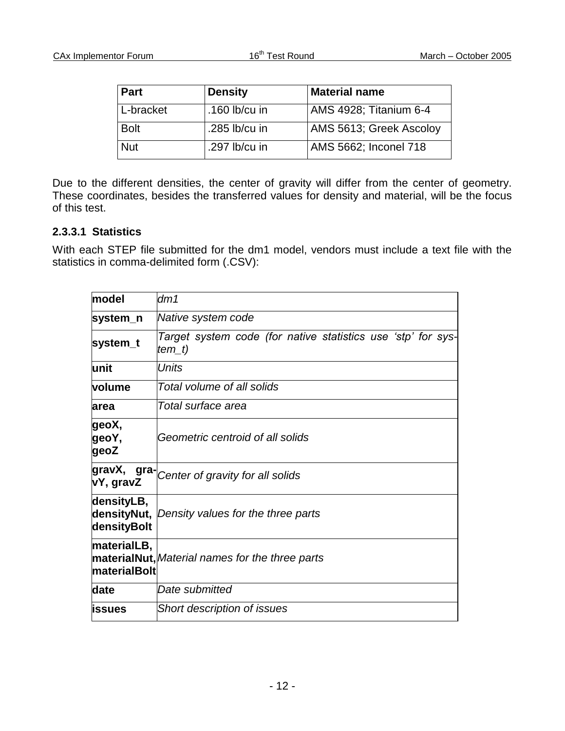| Part | Density | Material name |
| --- | --- | --- |
| L-bracket | .160 lb/cu in | AMS 4928; Titanium 6-4 |
| Bolt | .285 lb/cu in | AMS 5613; Greek Ascoloy |
| Nut | .297 lb/cu in | AMS 5662; Inconel 718 |

Due to the different densities, the center of gravity will differ from the center of geometry. These coordinates, besides the transferred values for density and material, will be the focus of this test.

#### 2.3.3.1 Statistics

With each STEP file submitted for the dm1 model, vendors must include a text file with the statistics in comma-delimited form (.CSV):

| | |
| --- | --- |
| **model** | *dm1* |
| **system_n** | *Native system code* |
| **system_t** | *Target system code (for native statistics use 'stp' for system_t)* |
| **unit** | *Units* |
| **volume** | *Total volume of all solids* |
| **area** | *Total surface area* |
| **geoX, geoY, geoZ** | *Geometric centroid of all solids* |
| **gravX, gravY, gravZ** | *Center of gravity for all solids* |
| **densityLB, densityNut, densityBolt** | *Density values for the three parts* |
| **materialLB, materialNut, materialBolt** | *Material names for the three parts* |
| **date** | *Date submitted* |
| **issues** | *Short description of issues* |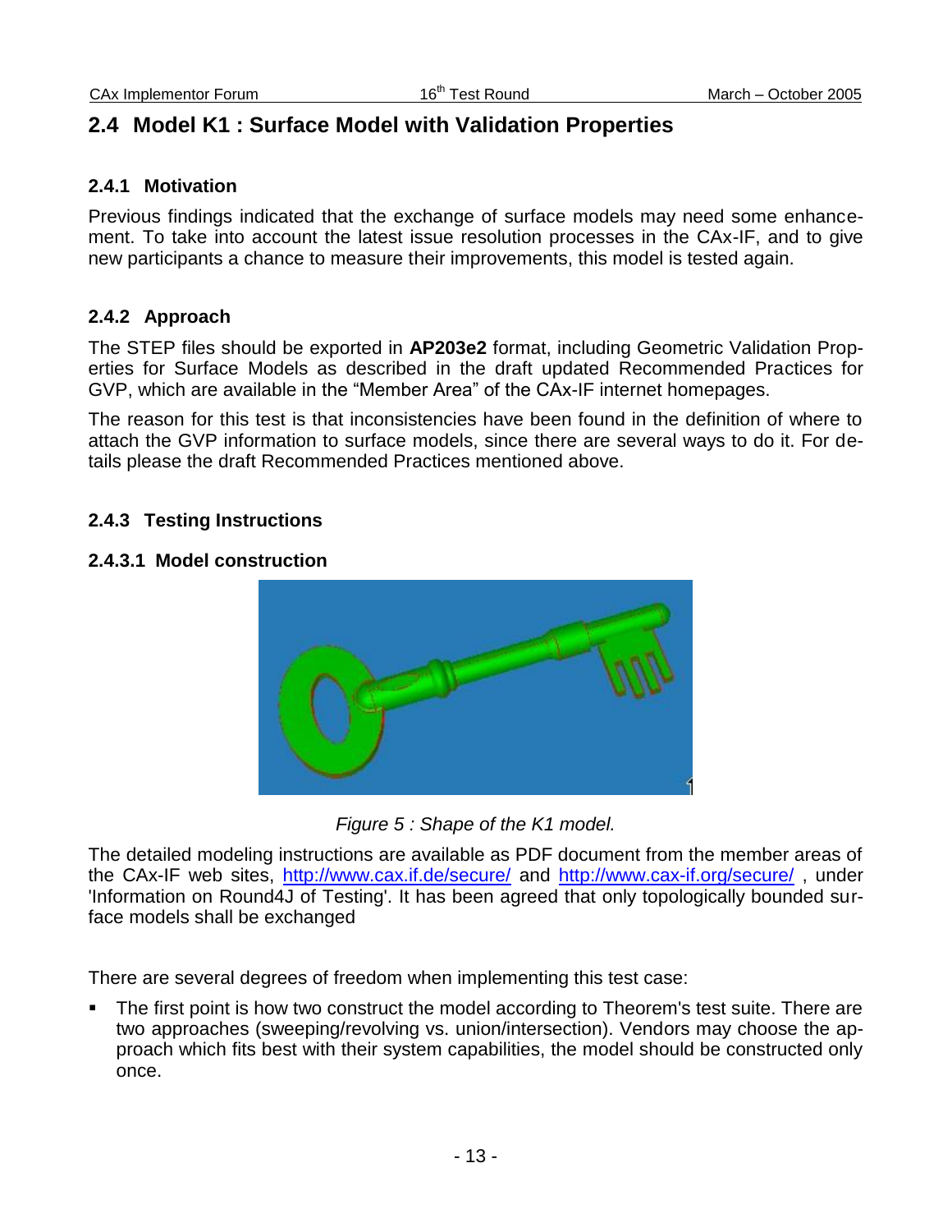## 2.4 Model K1 : Surface Model with Validation Properties

### 2.4.1 Motivation

Previous findings indicated that the exchange of surface models may need some enhancement. To take into account the latest issue resolution processes in the CAx-IF, and to give new participants a chance to measure their improvements, this model is tested again.

### 2.4.2 Approach

The STEP files should be exported in **AP203e2** format, including Geometric Validation Properties for Surface Models as described in the draft updated Recommended Practices for GVP, which are available in the "Member Area" of the CAx-IF internet homepages.

The reason for this test is that inconsistencies have been found in the definition of where to attach the GVP information to surface models, since there are several ways to do it. For details please the draft Recommended Practices mentioned above.

### 2.4.3 Testing Instructions

#### 2.4.3.1 Model construction

*Figure 5 : Shape of the K1 model.*

The detailed modeling instructions are available as PDF document from the member areas of the CAx-IF web sites, http://www.cax.if.de/secure/ and http://www.cax-if.org/secure/ , under 'Information on Round4J of Testing'. It has been agreed that only topologically bounded surface models shall be exchanged

There are several degrees of freedom when implementing this test case:

- The first point is how two construct the model according to Theorem's test suite. There are two approaches (sweeping/revolving vs. union/intersection). Vendors may choose the approach which fits best with their system capabilities, the model should be constructed only once.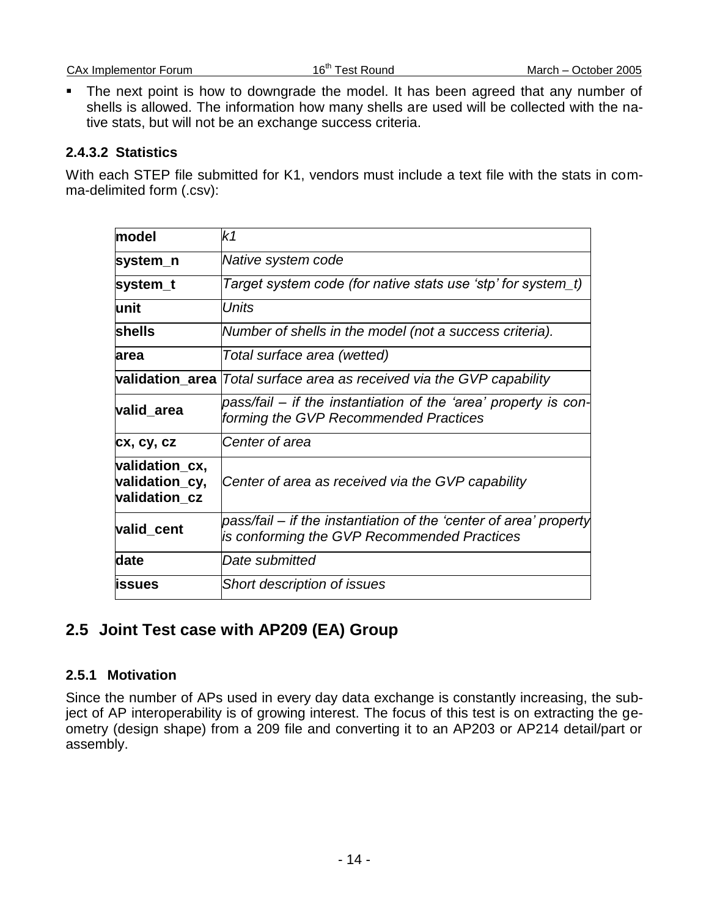- The next point is how to downgrade the model. It has been agreed that any number of shells is allowed. The information how many shells are used will be collected with the native stats, but will not be an exchange success criteria.

#### 2.4.3.2 Statistics

With each STEP file submitted for K1, vendors must include a text file with the stats in comma-delimited form (.csv):

| | |
|---|---|
| **model** | *k1* |
| **system_n** | *Native system code* |
| **system_t** | *Target system code (for native stats use 'stp' for system_t)* |
| **unit** | *Units* |
| **shells** | *Number of shells in the model (not a success criteria).* |
| **area** | *Total surface area (wetted)* |
| **validation_area** | *Total surface area as received via the GVP capability* |
| **valid_area** | *pass/fail – if the instantiation of the 'area' property is conforming the GVP Recommended Practices* |
| **cx, cy, cz** | *Center of area* |
| **validation_cx, validation_cy, validation_cz** | *Center of area as received via the GVP capability* |
| **valid_cent** | *pass/fail – if the instantiation of the 'center of area' property is conforming the GVP Recommended Practices* |
| **date** | *Date submitted* |
| **issues** | *Short description of issues* |

## 2.5 Joint Test case with AP209 (EA) Group

### 2.5.1 Motivation

Since the number of APs used in every day data exchange is constantly increasing, the subject of AP interoperability is of growing interest. The focus of this test is on extracting the geometry (design shape) from a 209 file and converting it to an AP203 or AP214 detail/part or assembly.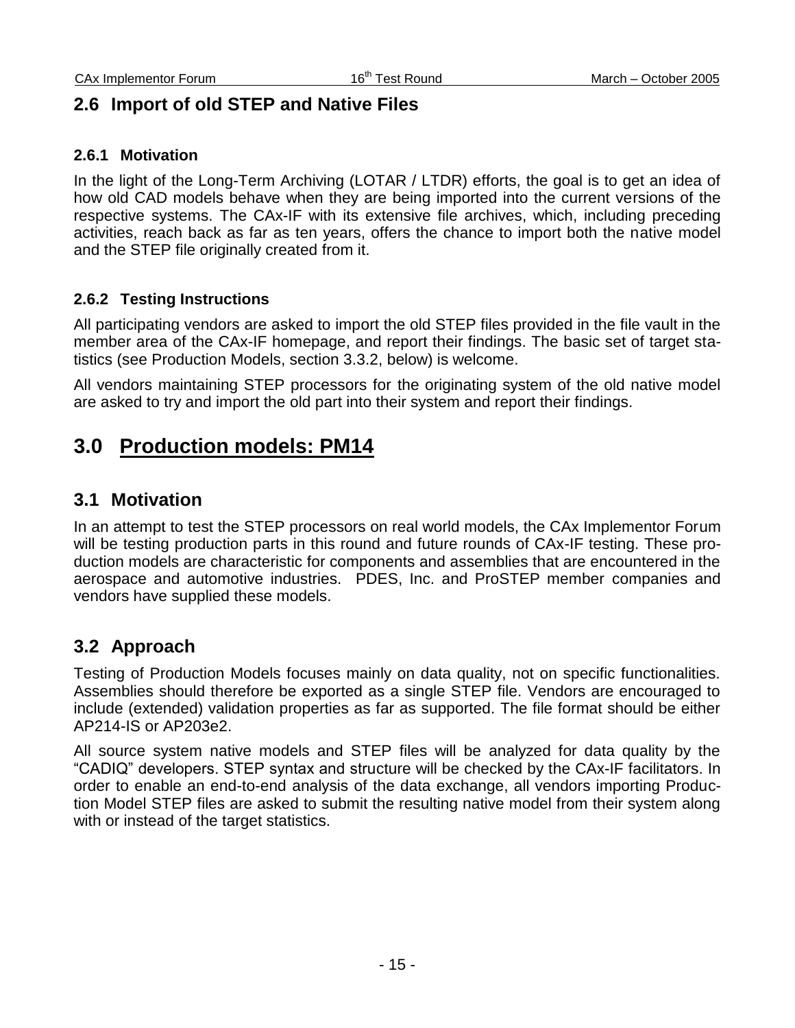## 2.6 Import of old STEP and Native Files

### 2.6.1 Motivation

In the light of the Long-Term Archiving (LOTAR / LTDR) efforts, the goal is to get an idea of how old CAD models behave when they are being imported into the current versions of the respective systems. The CAx-IF with its extensive file archives, which, including preceding activities, reach back as far as ten years, offers the chance to import both the native model and the STEP file originally created from it.

### 2.6.2 Testing Instructions

All participating vendors are asked to import the old STEP files provided in the file vault in the member area of the CAx-IF homepage, and report their findings. The basic set of target statistics (see Production Models, section 3.3.2, below) is welcome.

All vendors maintaining STEP processors for the originating system of the old native model are asked to try and import the old part into their system and report their findings.

# 3.0 Production models: PM14

## 3.1 Motivation

In an attempt to test the STEP processors on real world models, the CAx Implementor Forum will be testing production parts in this round and future rounds of CAx-IF testing. These production models are characteristic for components and assemblies that are encountered in the aerospace and automotive industries. PDES, Inc. and ProSTEP member companies and vendors have supplied these models.

## 3.2 Approach

Testing of Production Models focuses mainly on data quality, not on specific functionalities. Assemblies should therefore be exported as a single STEP file. Vendors are encouraged to include (extended) validation properties as far as supported. The file format should be either AP214-IS or AP203e2.

All source system native models and STEP files will be analyzed for data quality by the "CADIQ" developers. STEP syntax and structure will be checked by the CAx-IF facilitators. In order to enable an end-to-end analysis of the data exchange, all vendors importing Production Model STEP files are asked to submit the resulting native model from their system along with or instead of the target statistics.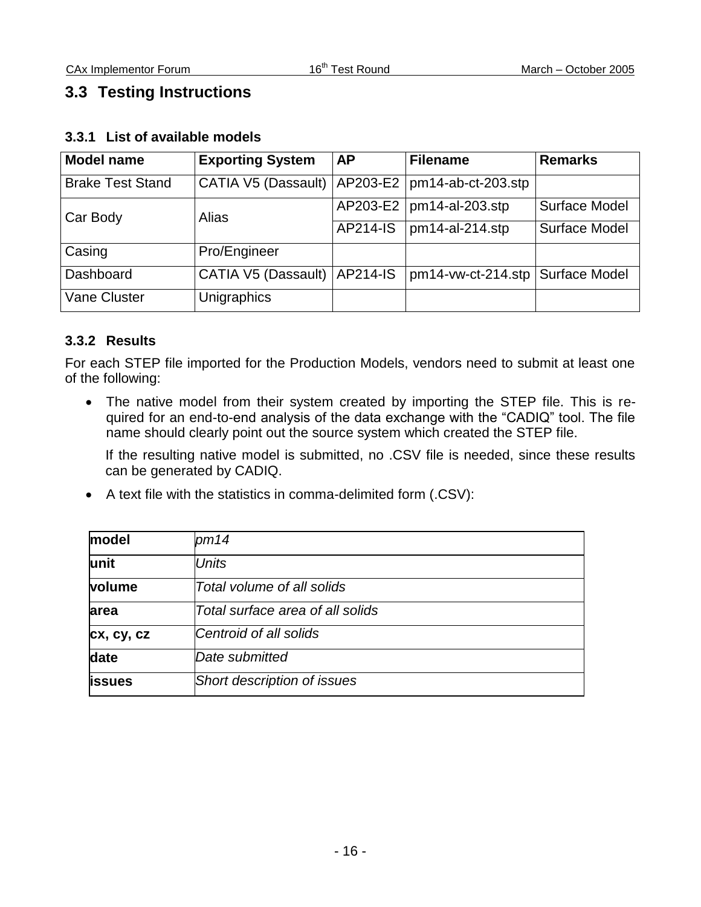## 3.3 Testing Instructions

### 3.3.1 List of available models

| Model name | Exporting System | AP | Filename | Remarks |
|---|---|---|---|---|
| Brake Test Stand | CATIA V5 (Dassault) | AP203-E2 | pm14-ab-ct-203.stp | |
| Car Body | Alias | AP203-E2 | pm14-al-203.stp | Surface Model |
| | | AP214-IS | pm14-al-214.stp | Surface Model |
| Casing | Pro/Engineer | | | |
| Dashboard | CATIA V5 (Dassault) | AP214-IS | pm14-vw-ct-214.stp | Surface Model |
| Vane Cluster | Unigraphics | | | |

### 3.3.2 Results

For each STEP file imported for the Production Models, vendors need to submit at least one of the following:

- The native model from their system created by importing the STEP file. This is required for an end-to-end analysis of the data exchange with the "CADIQ" tool. The file name should clearly point out the source system which created the STEP file.

  If the resulting native model is submitted, no .CSV file is needed, since these results can be generated by CADIQ.

- A text file with the statistics in comma-delimited form (.CSV):

| | |
|---|---|
| **model** | *pm14* |
| **unit** | *Units* |
| **volume** | *Total volume of all solids* |
| **area** | *Total surface area of all solids* |
| **cx, cy, cz** | *Centroid of all solids* |
| **date** | *Date submitted* |
| **issues** | *Short description of issues* |